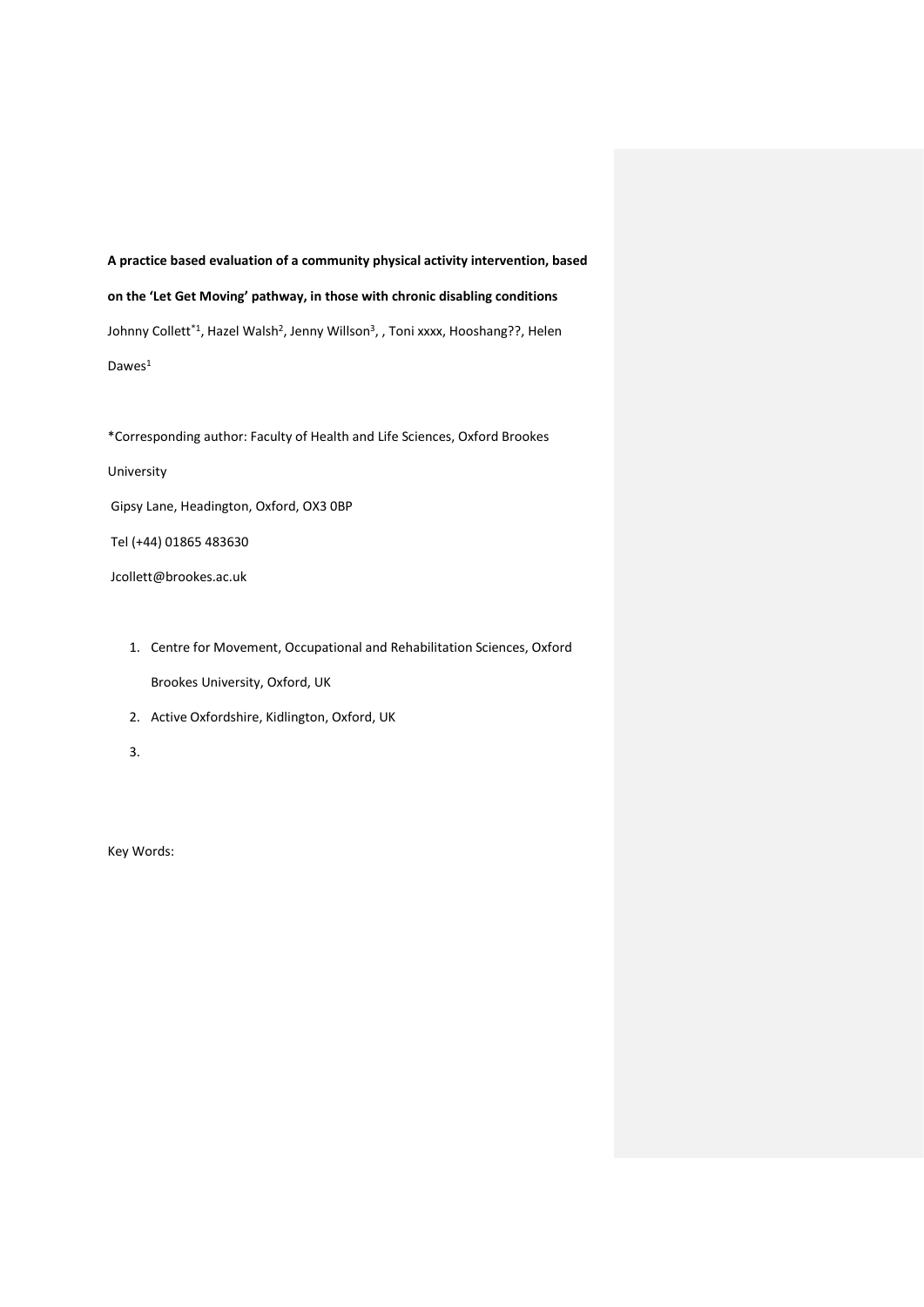**A practice based evaluation of a community physical activity intervention, based on the 'Let Get Moving' pathway, in those with chronic disabling conditions**

Johnny Collett*[1], Hazel Walsh[2], Jenny Willson[3], , Toni xxxx, Hooshang??, Helen Dawes[1]

*Corresponding author: Faculty of Health and Life Sciences, Oxford Brookes University

Gipsy Lane, Headington, Oxford, OX3 0BP

Tel (+44) 01865 483630

Jcollett@brookes.ac.uk

1. Centre for Movement, Occupational and Rehabilitation Sciences, Oxford Brookes University, Oxford, UK
2. Active Oxfordshire, Kidlington, Oxford, UK
3.

Key Words: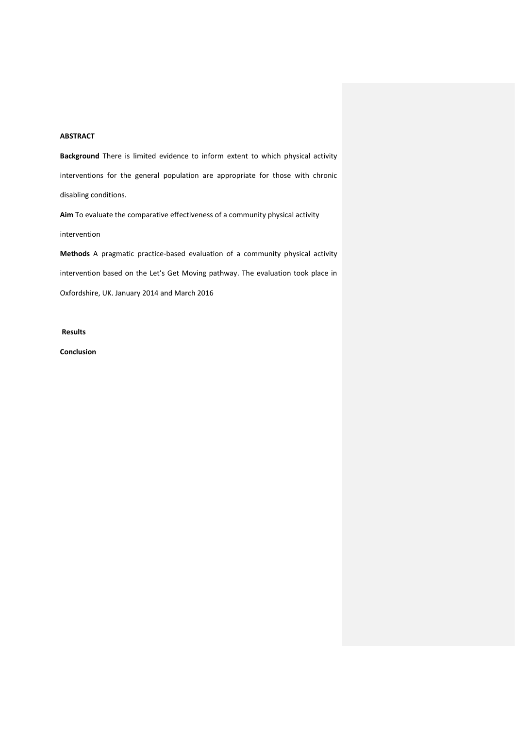## ABSTRACT

**Background** There is limited evidence to inform extent to which physical activity interventions for the general population are appropriate for those with chronic disabling conditions.

**Aim** To evaluate the comparative effectiveness of a community physical activity intervention

**Methods** A pragmatic practice-based evaluation of a community physical activity intervention based on the Let's Get Moving pathway. The evaluation took place in Oxfordshire, UK. January 2014 and March 2016

**Results**

**Conclusion**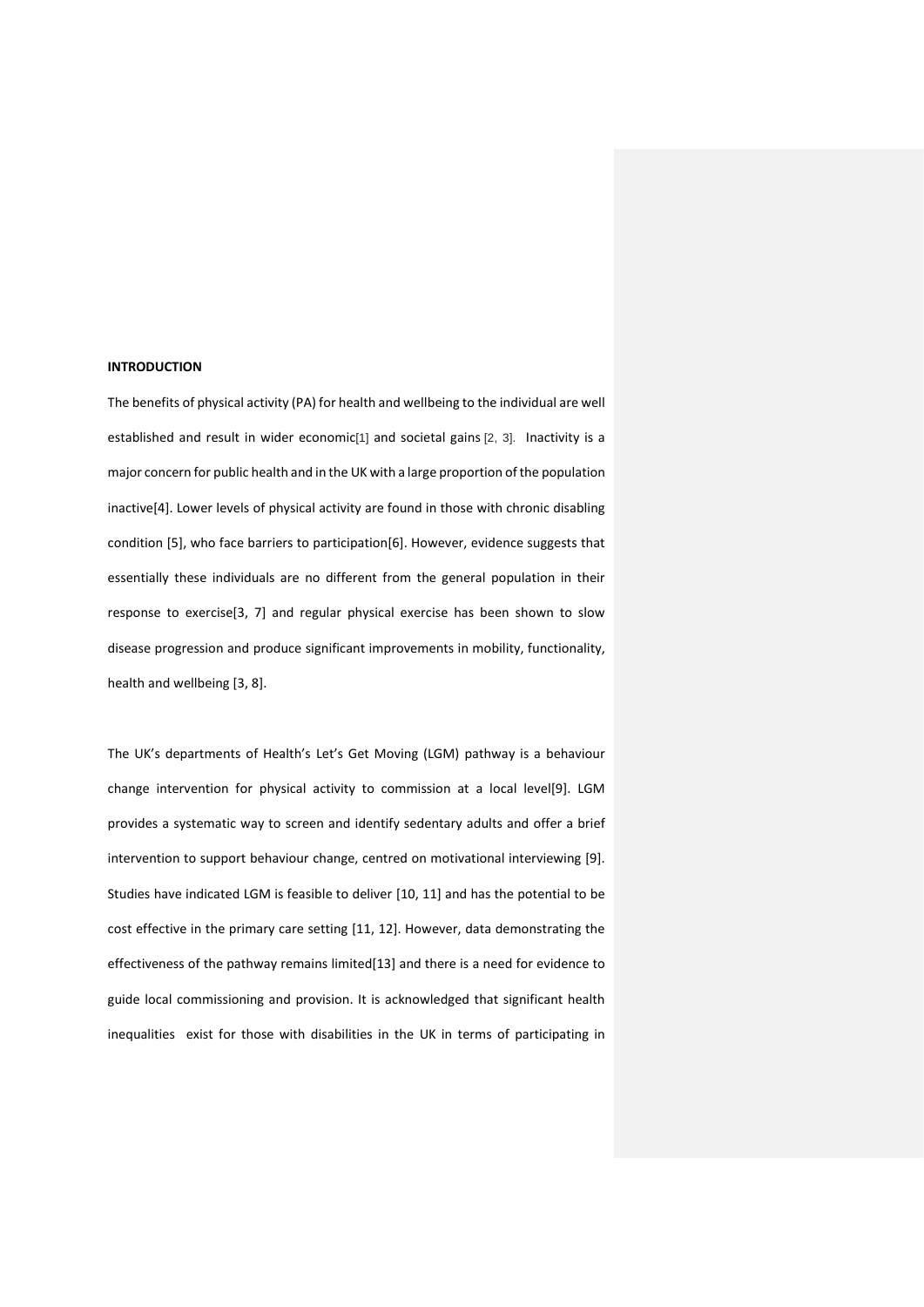**INTRODUCTION**

The benefits of physical activity (PA) for health and wellbeing to the individual are well established and result in wider economic[1] and societal gains [2, 3]. Inactivity is a major concern for public health and in the UK with a large proportion of the population inactive[4]. Lower levels of physical activity are found in those with chronic disabling condition [5], who face barriers to participation[6]. However, evidence suggests that essentially these individuals are no different from the general population in their response to exercise[3, 7] and regular physical exercise has been shown to slow disease progression and produce significant improvements in mobility, functionality, health and wellbeing [3, 8].

The UK's departments of Health's Let's Get Moving (LGM) pathway is a behaviour change intervention for physical activity to commission at a local level[9]. LGM provides a systematic way to screen and identify sedentary adults and offer a brief intervention to support behaviour change, centred on motivational interviewing [9]. Studies have indicated LGM is feasible to deliver [10, 11] and has the potential to be cost effective in the primary care setting [11, 12]. However, data demonstrating the effectiveness of the pathway remains limited[13] and there is a need for evidence to guide local commissioning and provision. It is acknowledged that significant health inequalities exist for those with disabilities in the UK in terms of participating in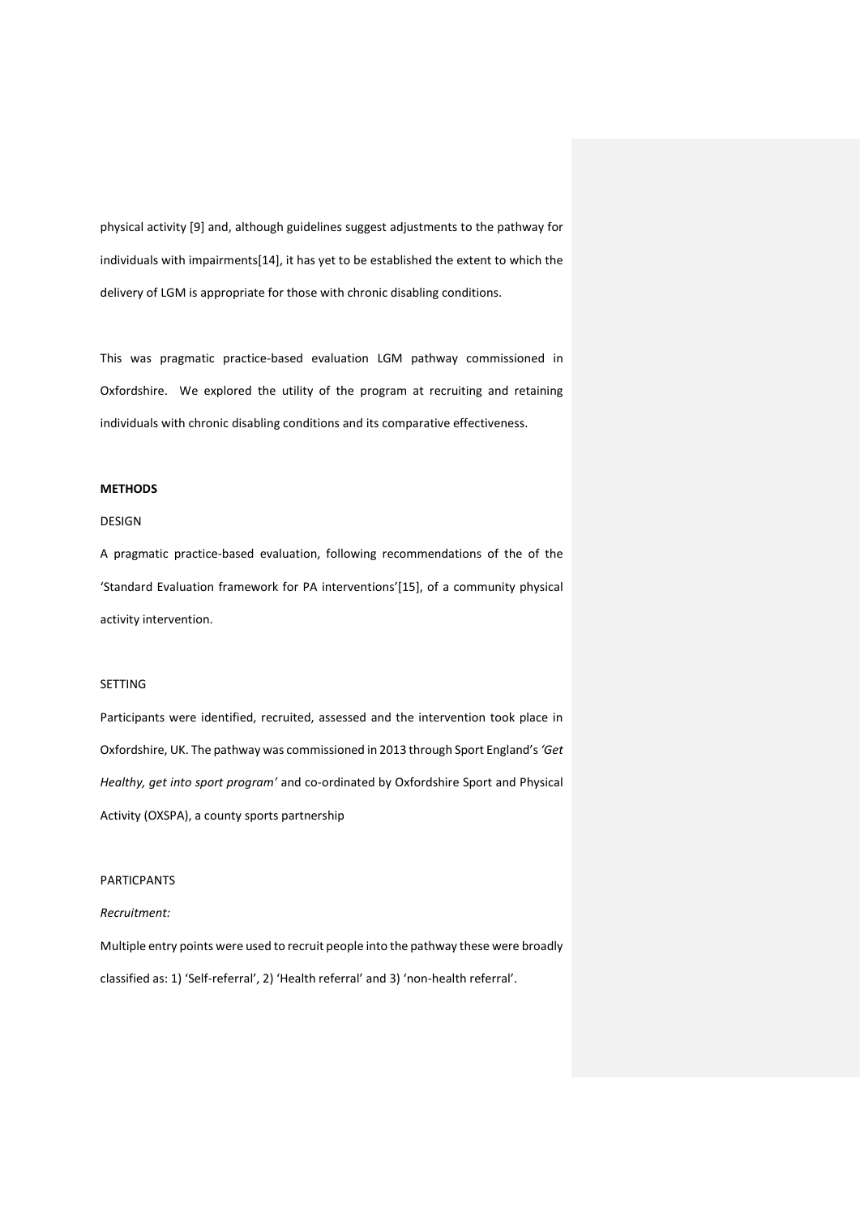physical activity [9] and, although guidelines suggest adjustments to the pathway for individuals with impairments[14], it has yet to be established the extent to which the delivery of LGM is appropriate for those with chronic disabling conditions.

This was pragmatic practice-based evaluation LGM pathway commissioned in Oxfordshire. We explored the utility of the program at recruiting and retaining individuals with chronic disabling conditions and its comparative effectiveness.

## METHODS

### DESIGN

A pragmatic practice-based evaluation, following recommendations of the of the 'Standard Evaluation framework for PA interventions'[15], of a community physical activity intervention.

### SETTING

Participants were identified, recruited, assessed and the intervention took place in Oxfordshire, UK. The pathway was commissioned in 2013 through Sport England's *'Get Healthy, get into sport program'* and co-ordinated by Oxfordshire Sport and Physical Activity (OXSPA), a county sports partnership

### PARTICPANTS

*Recruitment:*

Multiple entry points were used to recruit people into the pathway these were broadly classified as: 1) 'Self-referral', 2) 'Health referral' and 3) 'non-health referral'.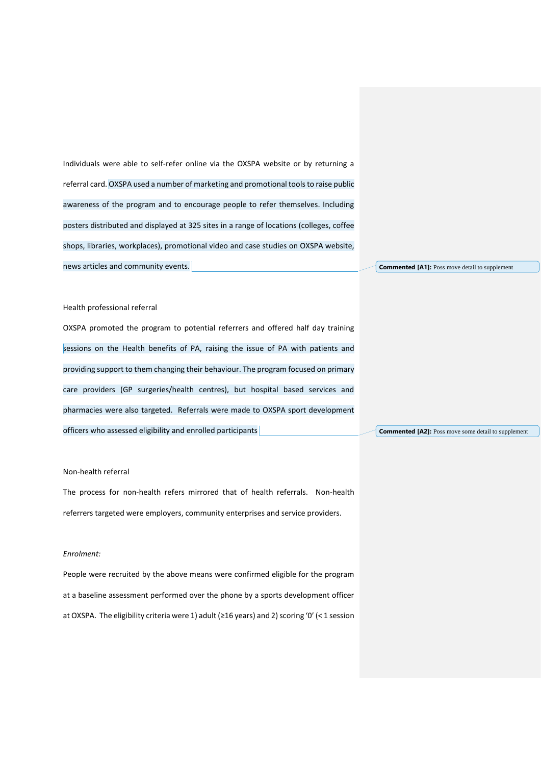Individuals were able to self-refer online via the OXSPA website or by returning a referral card. OXSPA used a number of marketing and promotional tools to raise public awareness of the program and to encourage people to refer themselves. Including posters distributed and displayed at 325 sites in a range of locations (colleges, coffee shops, libraries, workplaces), promotional video and case studies on OXSPA website, news articles and community events.

**Commented [A1]:** Poss move detail to supplement

Health professional referral

OXSPA promoted the program to potential referrers and offered half day training sessions on the Health benefits of PA, raising the issue of PA with patients and providing support to them changing their behaviour. The program focused on primary care providers (GP surgeries/health centres), but hospital based services and pharmacies were also targeted. Referrals were made to OXSPA sport development officers who assessed eligibility and enrolled participants

**Commented [A2]:** Poss move some detail to supplement

Non-health referral

The process for non-health refers mirrored that of health referrals. Non-health referrers targeted were employers, community enterprises and service providers.

*Enrolment:*

People were recruited by the above means were confirmed eligible for the program at a baseline assessment performed over the phone by a sports development officer at OXSPA. The eligibility criteria were 1) adult (≥16 years) and 2) scoring '0' (< 1 session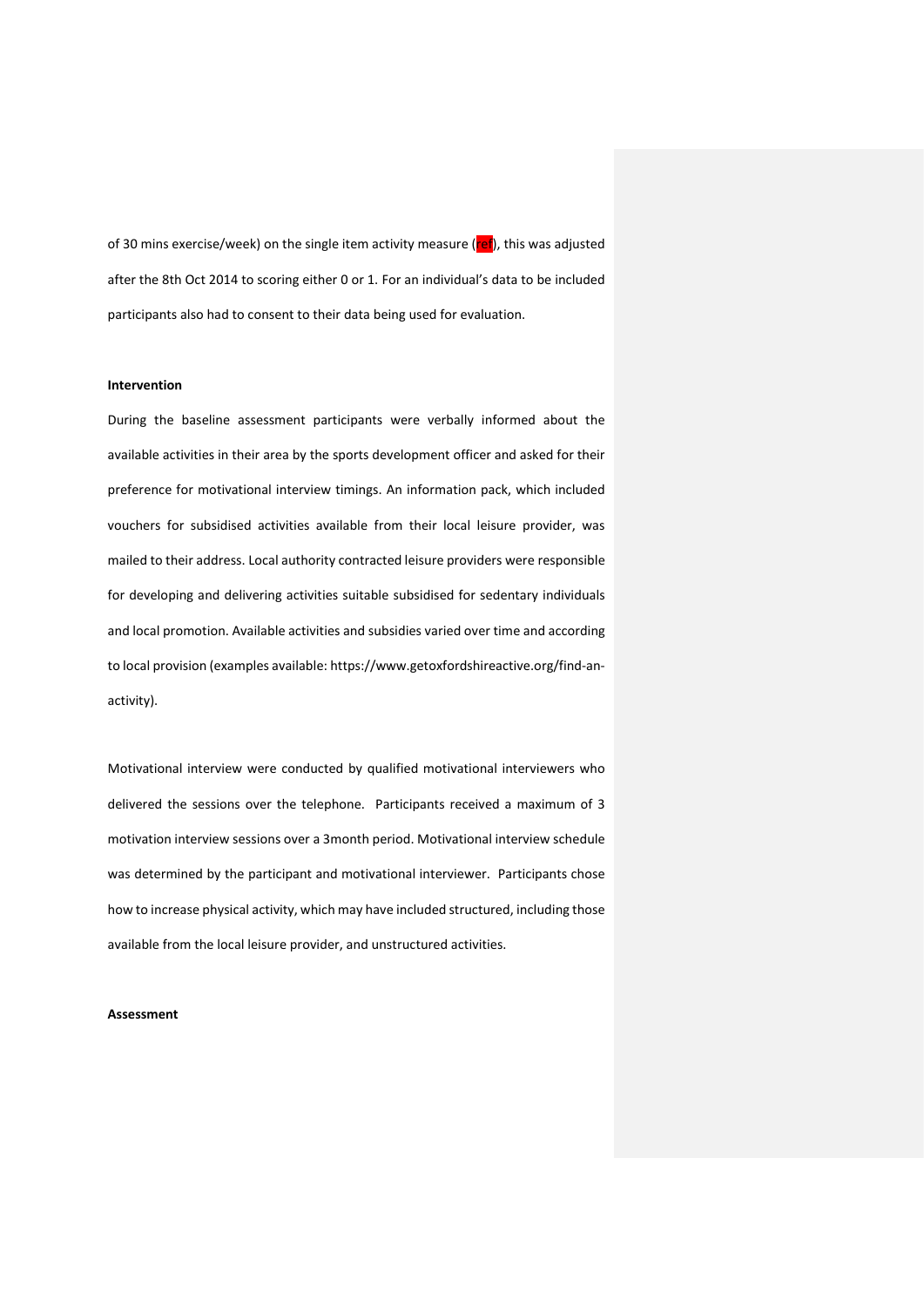of 30 mins exercise/week) on the single item activity measure (ref), this was adjusted after the 8th Oct 2014 to scoring either 0 or 1. For an individual's data to be included participants also had to consent to their data being used for evaluation.

**Intervention**

During the baseline assessment participants were verbally informed about the available activities in their area by the sports development officer and asked for their preference for motivational interview timings. An information pack, which included vouchers for subsidised activities available from their local leisure provider, was mailed to their address. Local authority contracted leisure providers were responsible for developing and delivering activities suitable subsidised for sedentary individuals and local promotion. Available activities and subsidies varied over time and according to local provision (examples available: https://www.getoxfordshireactive.org/find-an-activity).

Motivational interview were conducted by qualified motivational interviewers who delivered the sessions over the telephone. Participants received a maximum of 3 motivation interview sessions over a 3month period. Motivational interview schedule was determined by the participant and motivational interviewer. Participants chose how to increase physical activity, which may have included structured, including those available from the local leisure provider, and unstructured activities.

**Assessment**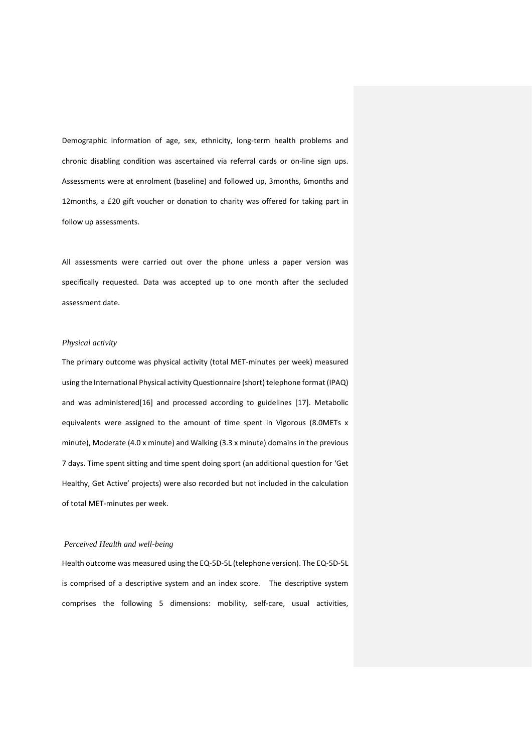Demographic information of age, sex, ethnicity, long-term health problems and chronic disabling condition was ascertained via referral cards or on-line sign ups. Assessments were at enrolment (baseline) and followed up, 3months, 6months and 12months, a £20 gift voucher or donation to charity was offered for taking part in follow up assessments.

All assessments were carried out over the phone unless a paper version was specifically requested. Data was accepted up to one month after the secluded assessment date.

*Physical activity*

The primary outcome was physical activity (total MET-minutes per week) measured using the International Physical activity Questionnaire (short) telephone format (IPAQ) and was administered[16] and processed according to guidelines [17]. Metabolic equivalents were assigned to the amount of time spent in Vigorous (8.0METs x minute), Moderate (4.0 x minute) and Walking (3.3 x minute) domains in the previous 7 days. Time spent sitting and time spent doing sport (an additional question for 'Get Healthy, Get Active' projects) were also recorded but not included in the calculation of total MET-minutes per week.

*Perceived Health and well-being*

Health outcome was measured using the EQ-5D-5L (telephone version). The EQ-5D-5L is comprised of a descriptive system and an index score. The descriptive system comprises the following 5 dimensions: mobility, self-care, usual activities,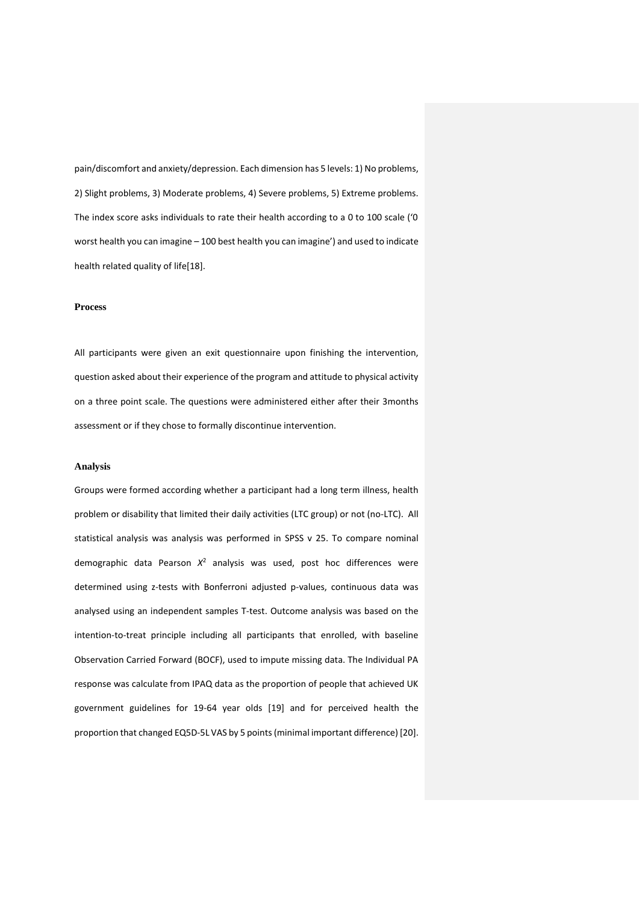pain/discomfort and anxiety/depression. Each dimension has 5 levels: 1) No problems, 2) Slight problems, 3) Moderate problems, 4) Severe problems, 5) Extreme problems. The index score asks individuals to rate their health according to a 0 to 100 scale ('0 worst health you can imagine – 100 best health you can imagine') and used to indicate health related quality of life[18].

### Process

All participants were given an exit questionnaire upon finishing the intervention, question asked about their experience of the program and attitude to physical activity on a three point scale. The questions were administered either after their 3months assessment or if they chose to formally discontinue intervention.

### Analysis

Groups were formed according whether a participant had a long term illness, health problem or disability that limited their daily activities (LTC group) or not (no-LTC). All statistical analysis was analysis was performed in SPSS v 25. To compare nominal demographic data Pearson $X^2$ analysis was used, post hoc differences were determined using z-tests with Bonferroni adjusted p-values, continuous data was analysed using an independent samples T-test. Outcome analysis was based on the intention-to-treat principle including all participants that enrolled, with baseline Observation Carried Forward (BOCF), used to impute missing data. The Individual PA response was calculate from IPAQ data as the proportion of people that achieved UK government guidelines for 19-64 year olds [19] and for perceived health the proportion that changed EQ5D-5L VAS by 5 points (minimal important difference) [20].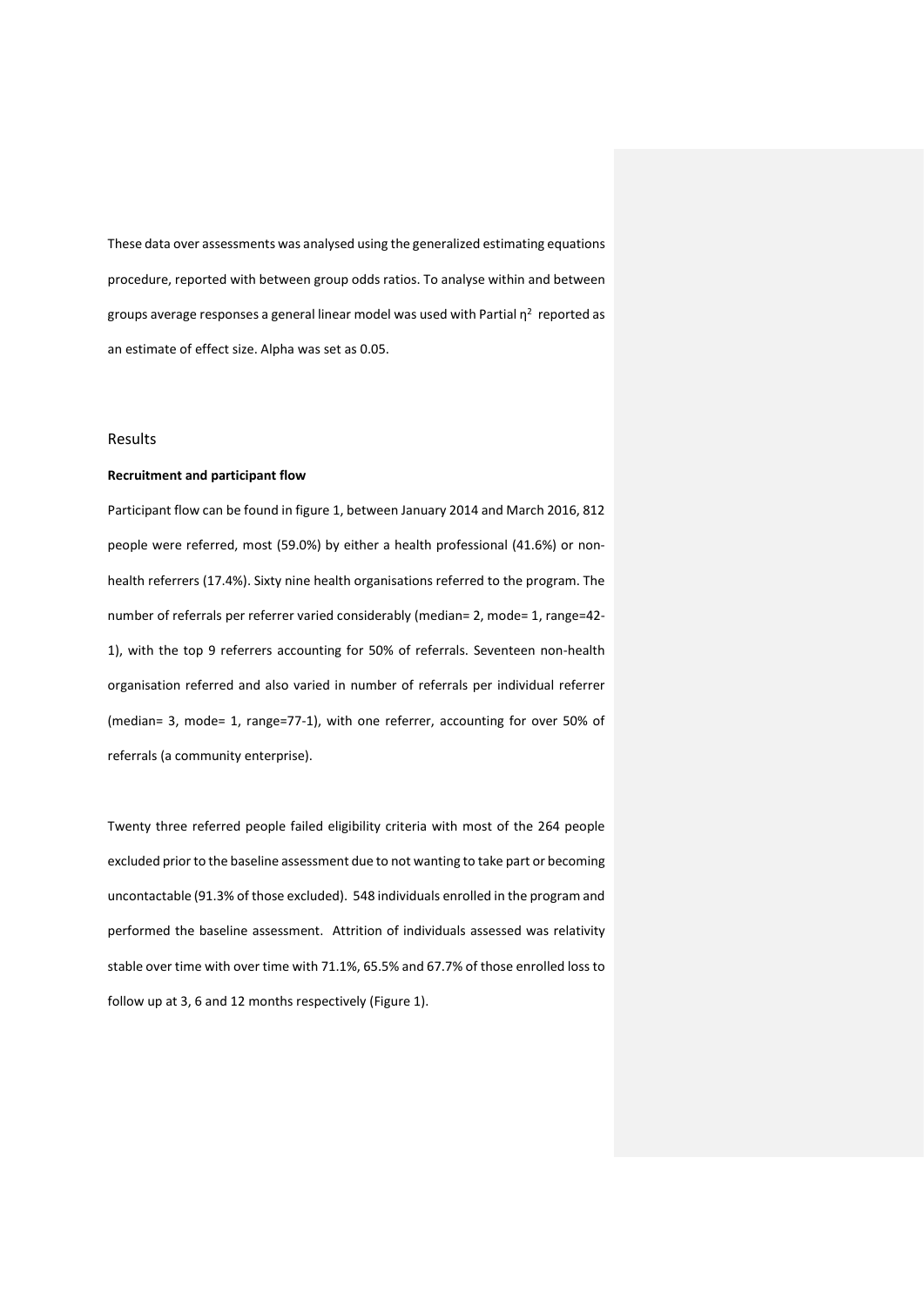These data over assessments was analysed using the generalized estimating equations procedure, reported with between group odds ratios. To analyse within and between groups average responses a general linear model was used with Partial $\eta^2$ reported as an estimate of effect size. Alpha was set as 0.05.

## Results

**Recruitment and participant flow**

Participant flow can be found in figure 1, between January 2014 and March 2016, 812 people were referred, most (59.0%) by either a health professional (41.6%) or non-health referrers (17.4%). Sixty nine health organisations referred to the program. The number of referrals per referrer varied considerably (median= 2, mode= 1, range=42-1), with the top 9 referrers accounting for 50% of referrals. Seventeen non-health organisation referred and also varied in number of referrals per individual referrer (median= 3, mode= 1, range=77-1), with one referrer, accounting for over 50% of referrals (a community enterprise).

Twenty three referred people failed eligibility criteria with most of the 264 people excluded prior to the baseline assessment due to not wanting to take part or becoming uncontactable (91.3% of those excluded). 548 individuals enrolled in the program and performed the baseline assessment. Attrition of individuals assessed was relativity stable over time with over time with 71.1%, 65.5% and 67.7% of those enrolled loss to follow up at 3, 6 and 12 months respectively (Figure 1).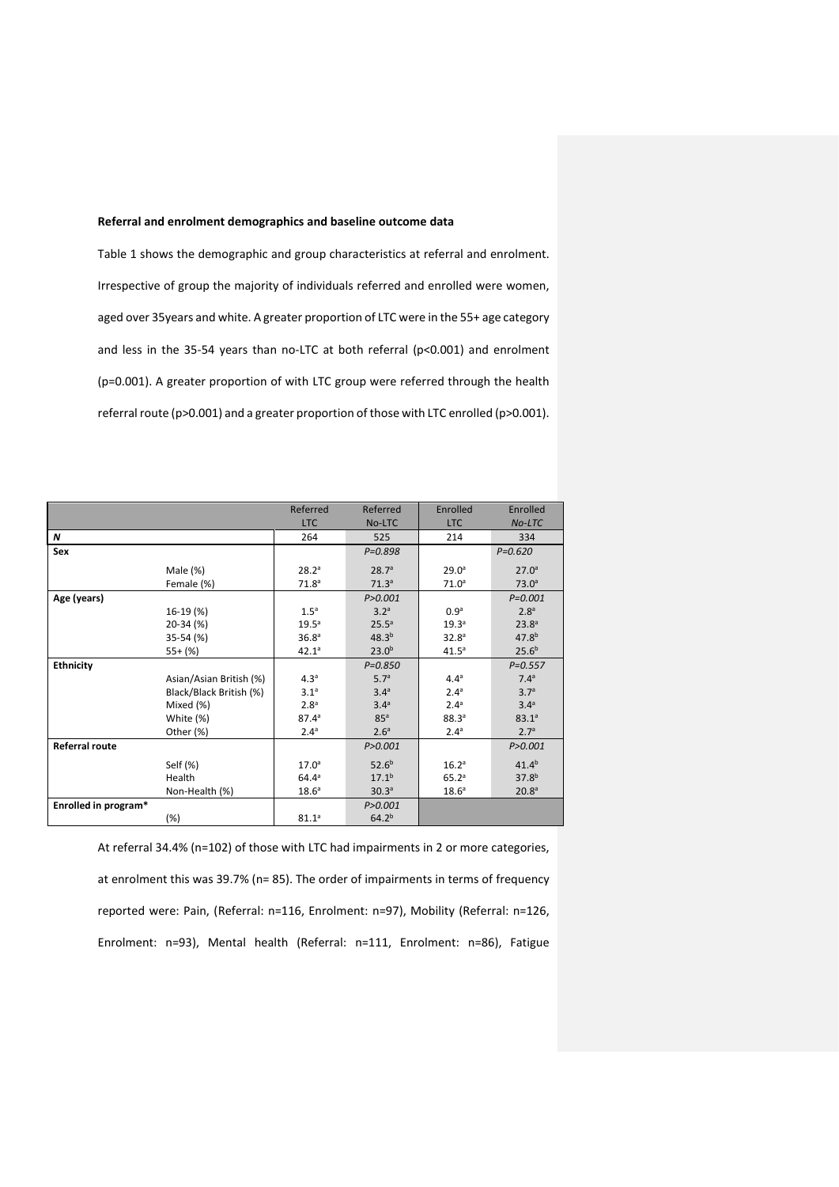**Referral and enrolment demographics and baseline outcome data**

Table 1 shows the demographic and group characteristics at referral and enrolment. Irrespective of group the majority of individuals referred and enrolled were women, aged over 35years and white. A greater proportion of LTC were in the 55+ age category and less in the 35-54 years than no-LTC at both referral (p<0.001) and enrolment (p=0.001). A greater proportion of with LTC group were referred through the health referral route (p>0.001) and a greater proportion of those with LTC enrolled (p>0.001).

| | | Referred LTC | Referred No-LTC | Enrolled LTC | Enrolled *No-LTC* |
|---|---|---|---|---|---|
| ***N*** | | 264 | 525 | 214 | 334 |
| **Sex** | | | *P=0.898* | | *P=0.620* |
| | Male (%) | 28.2[a] | 28.7[a] | 29.0[a] | 27.0[a] |
| | Female (%) | 71.8[a] | 71.3[a] | 71.0[a] | 73.0[a] |
| **Age (years)** | | | *P>0.001* | | *P=0.001* |
| | 16-19 (%) | 1.5[a] | 3.2[a] | 0.9[a] | 2.8[a] |
| | 20-34 (%) | 19.5[a] | 25.5[a] | 19.3[a] | 23.8[a] |
| | 35-54 (%) | 36.8[a] | 48.3[b] | 32.8[a] | 47.8[b] |
| | 55+ (%) | 42.1[a] | 23.0[b] | 41.5[a] | 25.6[b] |
| **Ethnicity** | | | *P=0.850* | | *P=0.557* |
| | Asian/Asian British (%) | 4.3[a] | 5.7[a] | 4.4[a] | 7.4[a] |
| | Black/Black British (%) | 3.1[a] | 3.4[a] | 2.4[a] | 3.7[a] |
| | Mixed (%) | 2.8[a] | 3.4[a] | 2.4[a] | 3.4[a] |
| | White (%) | 87.4[a] | 85[a] | 88.3[a] | 83.1[a] |
| | Other (%) | 2.4[a] | 2.6[a] | 2.4[a] | 2.7[a] |
| **Referral route** | | | *P>0.001* | | *P>0.001* |
| | Self (%) | 17.0[a] | 52.6[b] | 16.2[a] | 41.4[b] |
| | Health | 64.4[a] | 17.1[b] | 65.2[a] | 37.8[b] |
| | Non-Health (%) | 18.6[a] | 30.3[a] | 18.6[a] | 20.8[a] |
| **Enrolled in program*** | | | *P>0.001* | | |
| | (%) | 81.1[a] | 64.2[b] | | |

At referral 34.4% (n=102) of those with LTC had impairments in 2 or more categories, at enrolment this was 39.7% (n= 85). The order of impairments in terms of frequency reported were: Pain, (Referral: n=116, Enrolment: n=97), Mobility (Referral: n=126, Enrolment: n=93), Mental health (Referral: n=111, Enrolment: n=86), Fatigue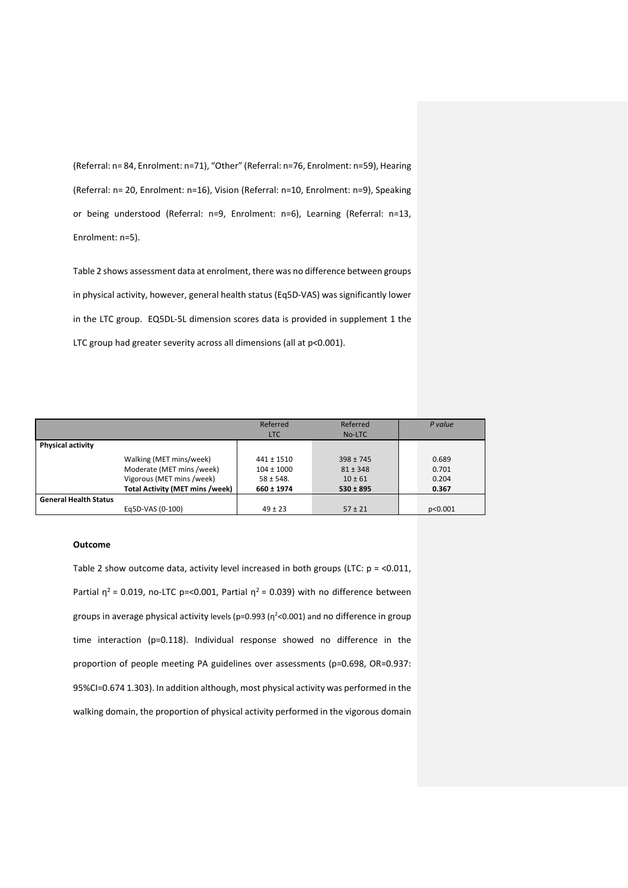(Referral: n= 84, Enrolment: n=71), “Other” (Referral: n=76, Enrolment: n=59), Hearing (Referral: n= 20, Enrolment: n=16), Vision (Referral: n=10, Enrolment: n=9), Speaking or being understood (Referral: n=9, Enrolment: n=6), Learning (Referral: n=13, Enrolment: n=5).

Table 2 shows assessment data at enrolment, there was no difference between groups in physical activity, however, general health status (Eq5D-VAS) was significantly lower in the LTC group. EQ5DL-5L dimension scores data is provided in supplement 1 the LTC group had greater severity across all dimensions (all at p<0.001).

| | | Referred LTC | Referred No-LTC | *P value* |
|---|---|---|---|---|
| **Physical activity** | | | | |
| | Walking (MET mins/week) | 441 ± 1510 | 398 ± 745 | 0.689 |
| | Moderate (MET mins /week) | 104 ± 1000 | 81 ± 348 | 0.701 |
| | Vigorous (MET mins /week) | 58 ± 548. | 10 ± 61 | 0.204 |
| | **Total Activity (MET mins /week)** | **660 ± 1974** | **530 ± 895** | **0.367** |
| **General Health Status** | | | | |
| | Eq5D-VAS (0-100) | 49 ± 23 | 57 ± 21 | p<0.001 |

**Outcome**

Table 2 show outcome data, activity level increased in both groups (LTC: p = <0.011, Partial $\eta^2$ = 0.019, no-LTC p=<0.001, Partial $\eta^2$ = 0.039) with no difference between groups in average physical activity levels (p=0.993 ($\eta^2$<0.001) and no difference in group time interaction (p=0.118). Individual response showed no difference in the proportion of people meeting PA guidelines over assessments (p=0.698, OR=0.937: 95%CI=0.674 1.303). In addition although, most physical activity was performed in the walking domain, the proportion of physical activity performed in the vigorous domain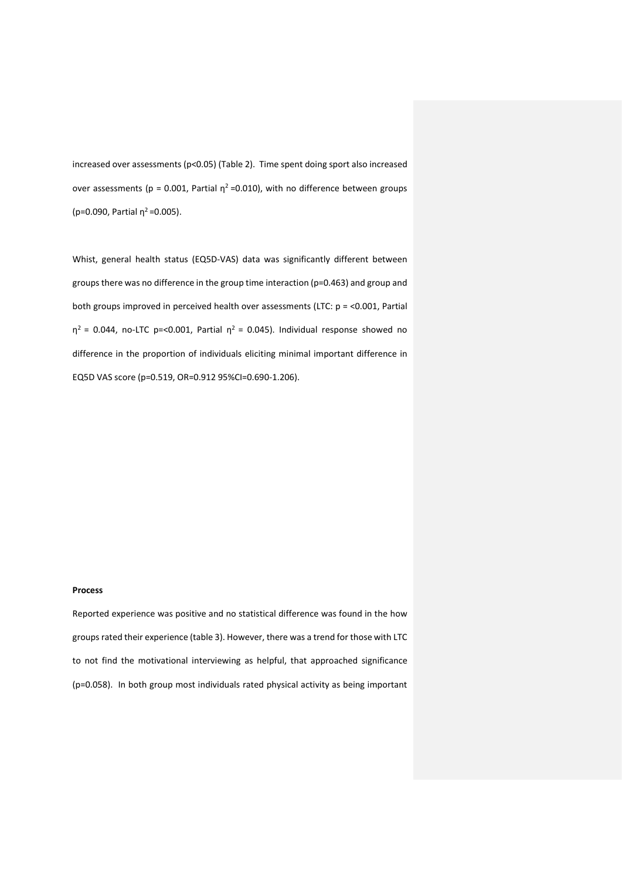increased over assessments ($p<0.05$) (Table 2). Time spent doing sport also increased over assessments ($p = 0.001$, Partial $\eta^2 = 0.010$), with no difference between groups ($p=0.090$, Partial $\eta^2 = 0.005$).

Whist, general health status (EQ5D-VAS) data was significantly different between groups there was no difference in the group time interaction ($p=0.463$) and group and both groups improved in perceived health over assessments (LTC: $p = <0.001$, Partial $\eta^2 = 0.044$, no-LTC $p=<0.001$, Partial $\eta^2 = 0.045$). Individual response showed no difference in the proportion of individuals eliciting minimal important difference in EQ5D VAS score ($p=0.519$, OR=0.912 95%CI=0.690-1.206).

**Process**

Reported experience was positive and no statistical difference was found in the how groups rated their experience (table 3). However, there was a trend for those with LTC to not find the motivational interviewing as helpful, that approached significance ($p=0.058$). In both group most individuals rated physical activity as being important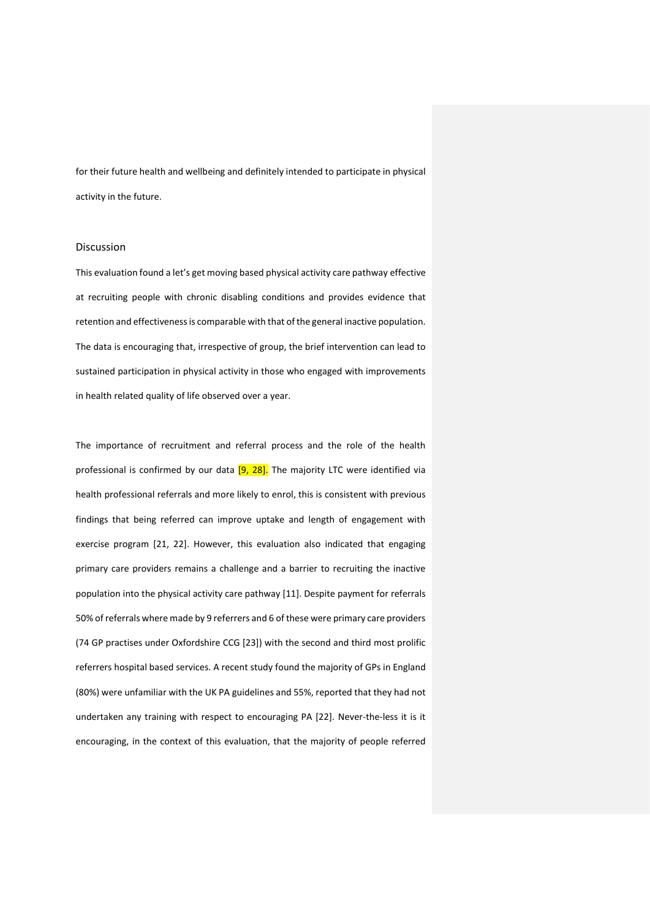for their future health and wellbeing and definitely intended to participate in physical activity in the future.

## Discussion

This evaluation found a let's get moving based physical activity care pathway effective at recruiting people with chronic disabling conditions and provides evidence that retention and effectiveness is comparable with that of the general inactive population. The data is encouraging that, irrespective of group, the brief intervention can lead to sustained participation in physical activity in those who engaged with improvements in health related quality of life observed over a year.

The importance of recruitment and referral process and the role of the health professional is confirmed by our data [9, 28]. The majority LTC were identified via health professional referrals and more likely to enrol, this is consistent with previous findings that being referred can improve uptake and length of engagement with exercise program [21, 22]. However, this evaluation also indicated that engaging primary care providers remains a challenge and a barrier to recruiting the inactive population into the physical activity care pathway [11]. Despite payment for referrals 50% of referrals where made by 9 referrers and 6 of these were primary care providers (74 GP practises under Oxfordshire CCG [23]) with the second and third most prolific referrers hospital based services. A recent study found the majority of GPs in England (80%) were unfamiliar with the UK PA guidelines and 55%, reported that they had not undertaken any training with respect to encouraging PA [22]. Never-the-less it is it encouraging, in the context of this evaluation, that the majority of people referred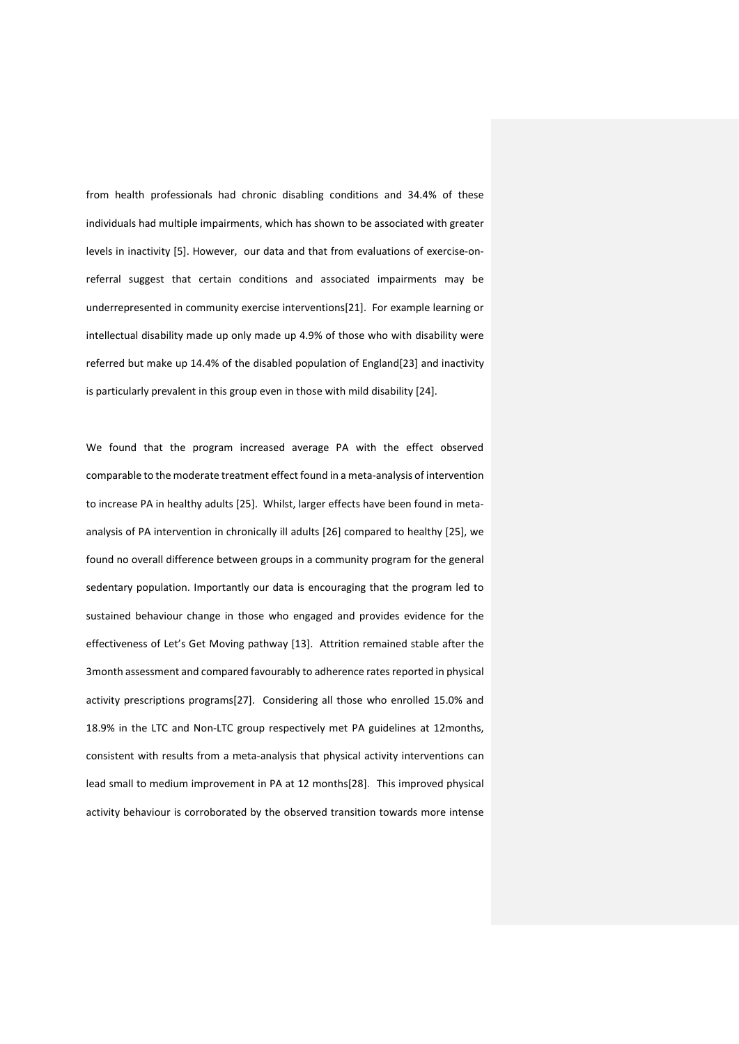from health professionals had chronic disabling conditions and 34.4% of these individuals had multiple impairments, which has shown to be associated with greater levels in inactivity [5]. However, our data and that from evaluations of exercise-on-referral suggest that certain conditions and associated impairments may be underrepresented in community exercise interventions[21]. For example learning or intellectual disability made up only made up 4.9% of those who with disability were referred but make up 14.4% of the disabled population of England[23] and inactivity is particularly prevalent in this group even in those with mild disability [24].

We found that the program increased average PA with the effect observed comparable to the moderate treatment effect found in a meta-analysis of intervention to increase PA in healthy adults [25]. Whilst, larger effects have been found in meta-analysis of PA intervention in chronically ill adults [26] compared to healthy [25], we found no overall difference between groups in a community program for the general sedentary population. Importantly our data is encouraging that the program led to sustained behaviour change in those who engaged and provides evidence for the effectiveness of Let's Get Moving pathway [13]. Attrition remained stable after the 3month assessment and compared favourably to adherence rates reported in physical activity prescriptions programs[27]. Considering all those who enrolled 15.0% and 18.9% in the LTC and Non-LTC group respectively met PA guidelines at 12months, consistent with results from a meta-analysis that physical activity interventions can lead small to medium improvement in PA at 12 months[28]. This improved physical activity behaviour is corroborated by the observed transition towards more intense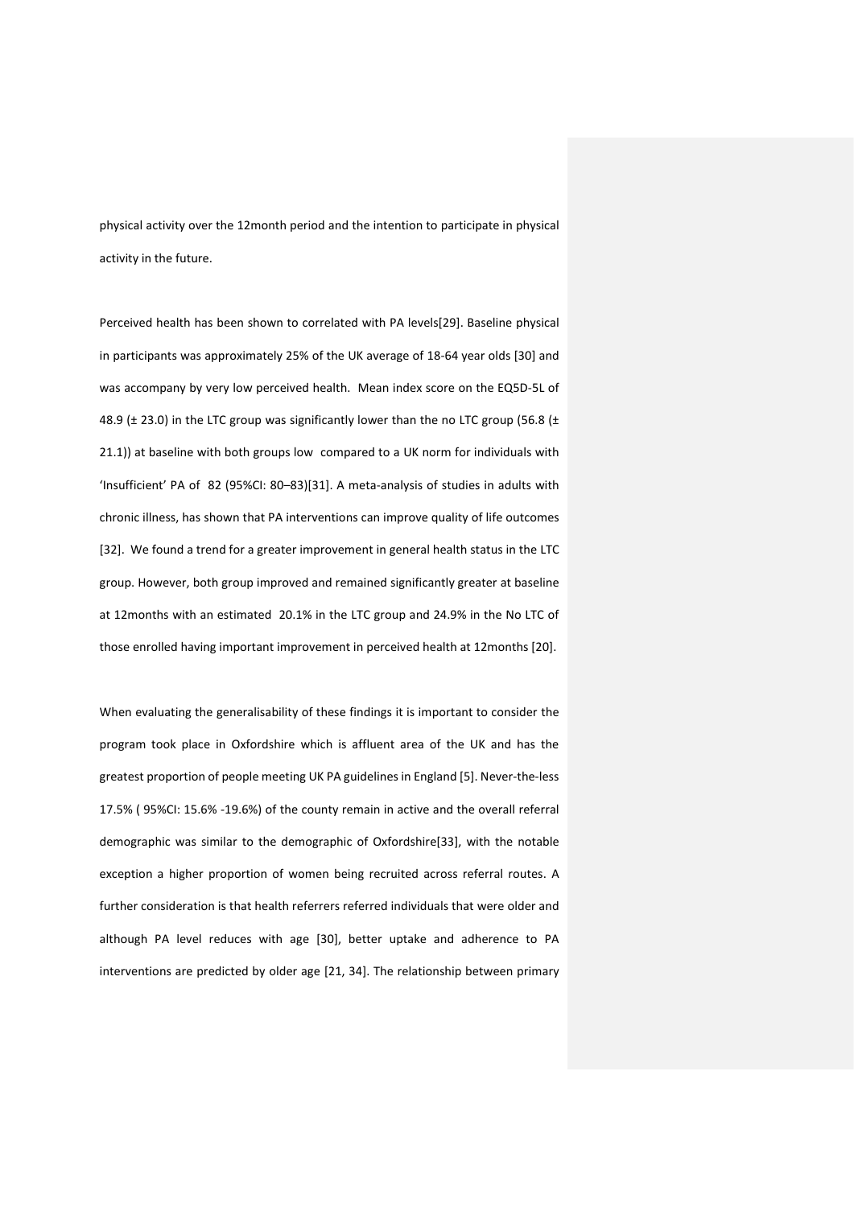physical activity over the 12month period and the intention to participate in physical activity in the future.

Perceived health has been shown to correlated with PA levels[29]. Baseline physical in participants was approximately 25% of the UK average of 18-64 year olds [30] and was accompany by very low perceived health. Mean index score on the EQ5D-5L of 48.9 (± 23.0) in the LTC group was significantly lower than the no LTC group (56.8 (± 21.1)) at baseline with both groups low compared to a UK norm for individuals with 'Insufficient' PA of 82 (95%CI: 80–83)[31]. A meta-analysis of studies in adults with chronic illness, has shown that PA interventions can improve quality of life outcomes [32]. We found a trend for a greater improvement in general health status in the LTC group. However, both group improved and remained significantly greater at baseline at 12months with an estimated 20.1% in the LTC group and 24.9% in the No LTC of those enrolled having important improvement in perceived health at 12months [20].

When evaluating the generalisability of these findings it is important to consider the program took place in Oxfordshire which is affluent area of the UK and has the greatest proportion of people meeting UK PA guidelines in England [5]. Never-the-less 17.5% ( 95%CI: 15.6% -19.6%) of the county remain in active and the overall referral demographic was similar to the demographic of Oxfordshire[33], with the notable exception a higher proportion of women being recruited across referral routes. A further consideration is that health referrers referred individuals that were older and although PA level reduces with age [30], better uptake and adherence to PA interventions are predicted by older age [21, 34]. The relationship between primary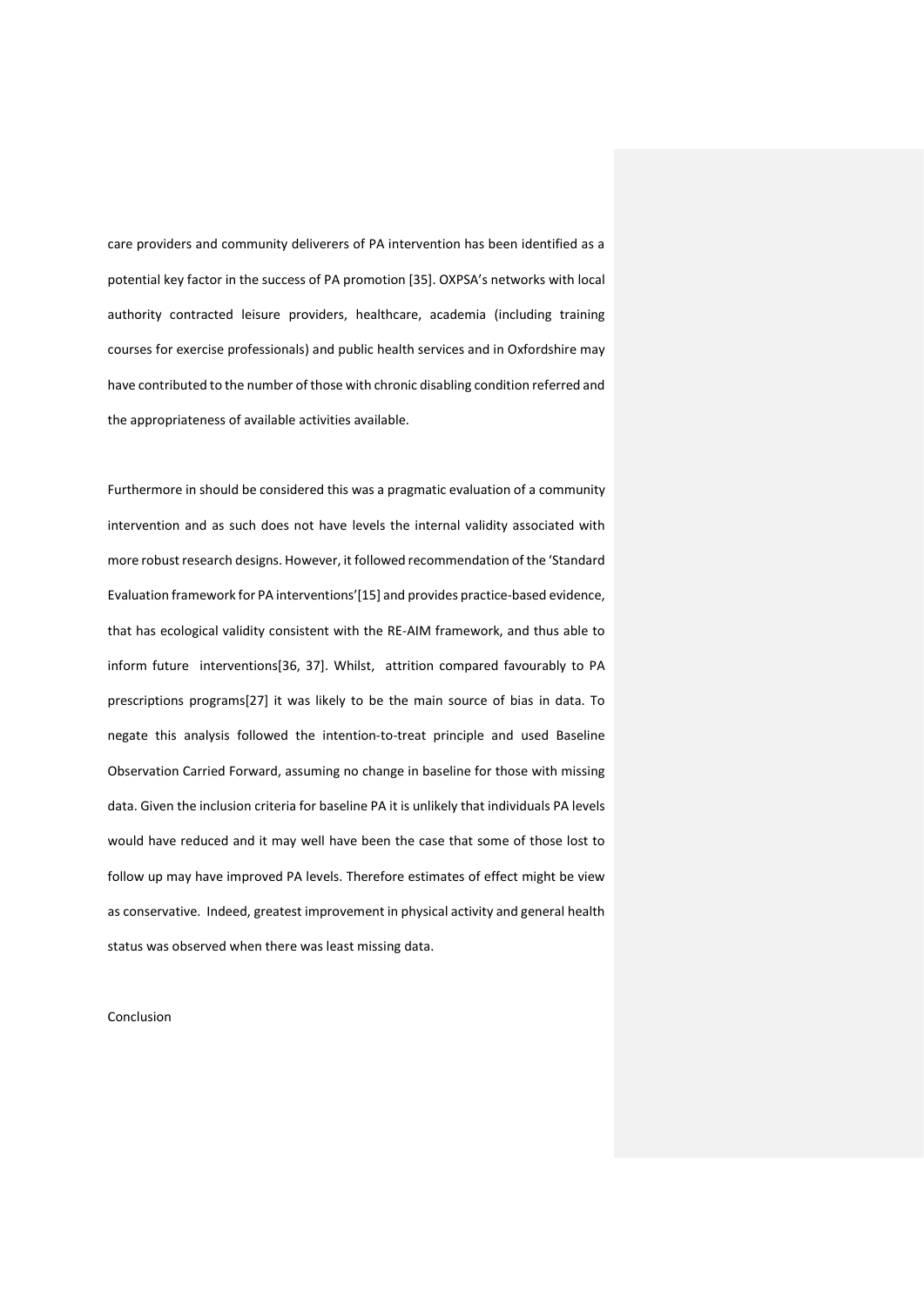care providers and community deliverers of PA intervention has been identified as a potential key factor in the success of PA promotion [35]. OXPSA's networks with local authority contracted leisure providers, healthcare, academia (including training courses for exercise professionals) and public health services and in Oxfordshire may have contributed to the number of those with chronic disabling condition referred and the appropriateness of available activities available.

Furthermore in should be considered this was a pragmatic evaluation of a community intervention and as such does not have levels the internal validity associated with more robust research designs. However, it followed recommendation of the 'Standard Evaluation framework for PA interventions'[15] and provides practice-based evidence, that has ecological validity consistent with the RE-AIM framework, and thus able to inform future interventions[36, 37]. Whilst, attrition compared favourably to PA prescriptions programs[27] it was likely to be the main source of bias in data. To negate this analysis followed the intention-to-treat principle and used Baseline Observation Carried Forward, assuming no change in baseline for those with missing data. Given the inclusion criteria for baseline PA it is unlikely that individuals PA levels would have reduced and it may well have been the case that some of those lost to follow up may have improved PA levels. Therefore estimates of effect might be view as conservative. Indeed, greatest improvement in physical activity and general health status was observed when there was least missing data.

## Conclusion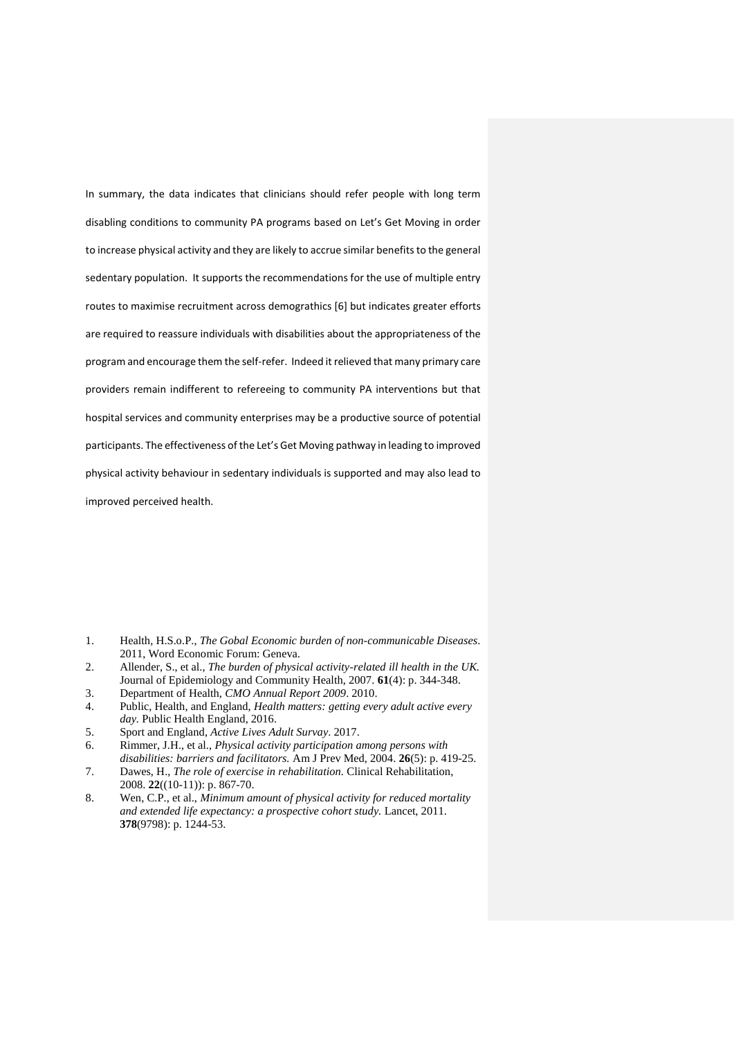In summary, the data indicates that clinicians should refer people with long term disabling conditions to community PA programs based on Let's Get Moving in order to increase physical activity and they are likely to accrue similar benefits to the general sedentary population. It supports the recommendations for the use of multiple entry routes to maximise recruitment across demographics [6] but indicates greater efforts are required to reassure individuals with disabilities about the appropriateness of the program and encourage them the self-refer. Indeed it relieved that many primary care providers remain indifferent to refereeing to community PA interventions but that hospital services and community enterprises may be a productive source of potential participants. The effectiveness of the Let's Get Moving pathway in leading to improved physical activity behaviour in sedentary individuals is supported and may also lead to improved perceived health.

1. Health, H.S.o.P., *The Gobal Economic burden of non-communicable Diseases*. 2011, Word Economic Forum: Geneva.
2. Allender, S., et al., *The burden of physical activity-related ill health in the UK.* Journal of Epidemiology and Community Health, 2007. **61**(4): p. 344-348.
3. Department of Health, *CMO Annual Report 2009*. 2010.
4. Public, Health, and England, *Health matters: getting every adult active every day.* Public Health England, 2016.
5. Sport and England, *Active Lives Adult Survay*. 2017.
6. Rimmer, J.H., et al., *Physical activity participation among persons with disabilities: barriers and facilitators.* Am J Prev Med, 2004. **26**(5): p. 419-25.
7. Dawes, H., *The role of exercise in rehabilitation.* Clinical Rehabilitation, 2008. **22**((10-11)): p. 867-70.
8. Wen, C.P., et al., *Minimum amount of physical activity for reduced mortality and extended life expectancy: a prospective cohort study.* Lancet, 2011. **378**(9798): p. 1244-53.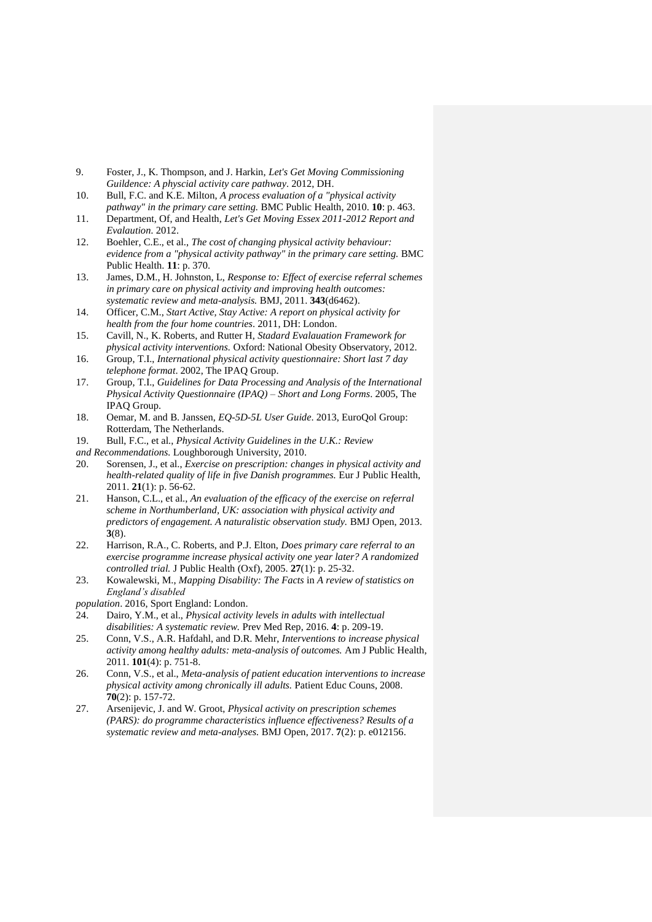9. Foster, J., K. Thompson, and J. Harkin, *Let's Get Moving Commissioning Guildence: A physcial activity care pathway*. 2012, DH.
10. Bull, F.C. and K.E. Milton, *A process evaluation of a "physical activity pathway" in the primary care setting.* BMC Public Health, 2010. **10**: p. 463.
11. Department, Of, and Health, *Let's Get Moving Essex 2011-2012 Report and Evalaution*. 2012.
12. Boehler, C.E., et al., *The cost of changing physical activity behaviour: evidence from a "physical activity pathway" in the primary care setting.* BMC Public Health. **11**: p. 370.
13. James, D.M., H. Johnston, L, *Response to: Effect of exercise referral schemes in primary care on physical activity and improving health outcomes: systematic review and meta-analysis.* BMJ, 2011. **343**(d6462).
14. Officer, C.M., *Start Active, Stay Active: A report on physical activity for health from the four home countries*. 2011, DH: London.
15. Cavill, N., K. Roberts, and Rutter H, *Stadard Evalauation Framework for physical activity interventions.* Oxford: National Obesity Observatory, 2012.
16. Group, T.I., *International physical activity questionnaire: Short last 7 day telephone format*. 2002, The IPAQ Group.
17. Group, T.I., *Guidelines for Data Processing and Analysis of the International Physical Activity Questionnaire (IPAQ) – Short and Long Forms*. 2005, The IPAQ Group.
18. Oemar, M. and B. Janssen, *EQ-5D-5L User Guide*. 2013, EuroQol Group: Rotterdam, The Netherlands.
19. Bull, F.C., et al., *Physical Activity Guidelines in the U.K.: Review and Recommendations.* Loughborough University, 2010.
20. Sorensen, J., et al., *Exercise on prescription: changes in physical activity and health-related quality of life in five Danish programmes.* Eur J Public Health, 2011. **21**(1): p. 56-62.
21. Hanson, C.L., et al., *An evaluation of the efficacy of the exercise on referral scheme in Northumberland, UK: association with physical activity and predictors of engagement. A naturalistic observation study.* BMJ Open, 2013. **3**(8).
22. Harrison, R.A., C. Roberts, and P.J. Elton, *Does primary care referral to an exercise programme increase physical activity one year later? A randomized controlled trial.* J Public Health (Oxf), 2005. **27**(1): p. 25-32.
23. Kowalewski, M., *Mapping Disability: The Facts* in *A review of statistics on England's disabled population*. 2016, Sport England: London.
24. Dairo, Y.M., et al., *Physical activity levels in adults with intellectual disabilities: A systematic review.* Prev Med Rep, 2016. **4**: p. 209-19.
25. Conn, V.S., A.R. Hafdahl, and D.R. Mehr, *Interventions to increase physical activity among healthy adults: meta-analysis of outcomes.* Am J Public Health, 2011. **101**(4): p. 751-8.
26. Conn, V.S., et al., *Meta-analysis of patient education interventions to increase physical activity among chronically ill adults.* Patient Educ Couns, 2008. **70**(2): p. 157-72.
27. Arsenijevic, J. and W. Groot, *Physical activity on prescription schemes (PARS): do programme characteristics influence effectiveness? Results of a systematic review and meta-analyses.* BMJ Open, 2017. **7**(2): p. e012156.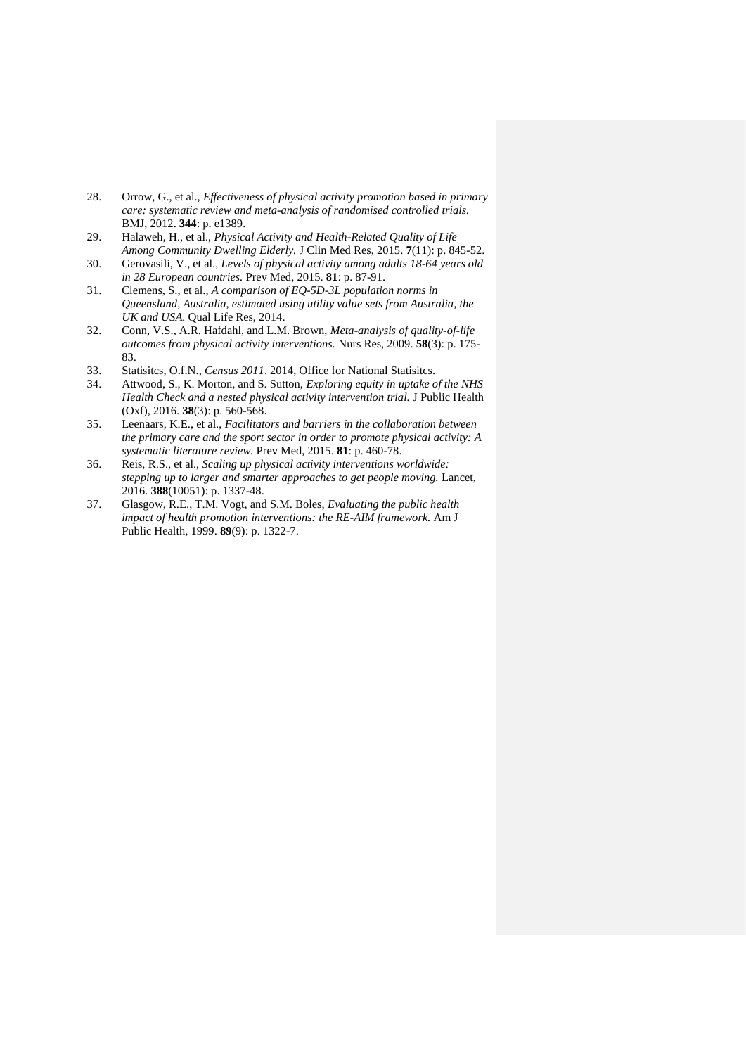28. Orrow, G., et al., *Effectiveness of physical activity promotion based in primary care: systematic review and meta-analysis of randomised controlled trials.* BMJ, 2012. **344**: p. e1389.
29. Halaweh, H., et al., *Physical Activity and Health-Related Quality of Life Among Community Dwelling Elderly.* J Clin Med Res, 2015. **7**(11): p. 845-52.
30. Gerovasili, V., et al., *Levels of physical activity among adults 18-64 years old in 28 European countries.* Prev Med, 2015. **81**: p. 87-91.
31. Clemens, S., et al., *A comparison of EQ-5D-3L population norms in Queensland, Australia, estimated using utility value sets from Australia, the UK and USA.* Qual Life Res, 2014.
32. Conn, V.S., A.R. Hafdahl, and L.M. Brown, *Meta-analysis of quality-of-life outcomes from physical activity interventions.* Nurs Res, 2009. **58**(3): p. 175-83.
33. Statisitcs, O.f.N., *Census 2011*. 2014, Office for National Statisitcs.
34. Attwood, S., K. Morton, and S. Sutton, *Exploring equity in uptake of the NHS Health Check and a nested physical activity intervention trial.* J Public Health (Oxf), 2016. **38**(3): p. 560-568.
35. Leenaars, K.E., et al., *Facilitators and barriers in the collaboration between the primary care and the sport sector in order to promote physical activity: A systematic literature review.* Prev Med, 2015. **81**: p. 460-78.
36. Reis, R.S., et al., *Scaling up physical activity interventions worldwide: stepping up to larger and smarter approaches to get people moving.* Lancet, 2016. **388**(10051): p. 1337-48.
37. Glasgow, R.E., T.M. Vogt, and S.M. Boles, *Evaluating the public health impact of health promotion interventions: the RE-AIM framework.* Am J Public Health, 1999. **89**(9): p. 1322-7.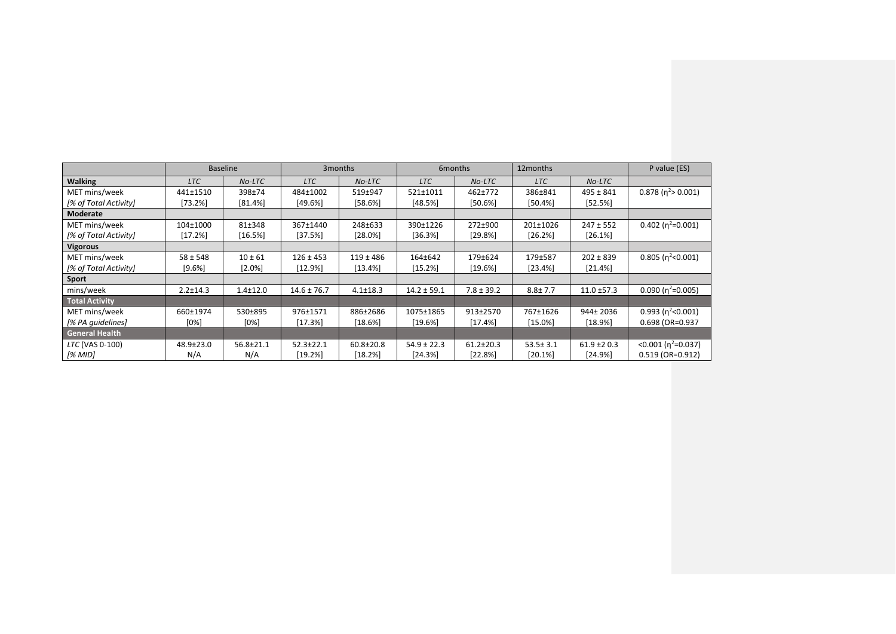| | Baseline | | 3months | | 6months | | 12months | | P value (ES) |
|---|---|---|---|---|---|---|---|---|---|
| **Walking** | *LTC* | *No-LTC* | *LTC* | *No-LTC* | *LTC* | *No-LTC* | *LTC* | *No-LTC* | |
| MET mins/week | 441±1510 | 398±74 | 484±1002 | 519±947 | 521±1011 | 462±772 | 386±841 | 495 ± 841 | 0.878 ($\eta^2$> 0.001) |
| *[% of Total Activity]* | [73.2%] | [81.4%] | [49.6%] | [58.6%] | [48.5%] | [50.6%] | [50.4%] | [52.5%] | |
| **Moderate** | | | | | | | | | |
| MET mins/week | 104±1000 | 81±348 | 367±1440 | 248±633 | 390±1226 | 272±900 | 201±1026 | 247 ± 552 | 0.402 ($\eta^2$=0.001) |
| *[% of Total Activity]* | [17.2%] | [16.5%] | [37.5%] | [28.0%] | [36.3%] | [29.8%] | [26.2%] | [26.1%] | |
| **Vigorous** | | | | | | | | | |
| MET mins/week | 58 ± 548 | 10 ± 61 | 126 ± 453 | 119 ± 486 | 164±642 | 179±624 | 179±587 | 202 ± 839 | 0.805 ($\eta^2$<0.001) |
| *[% of Total Activity]* | [9.6%] | [2.0%] | [12.9%] | [13.4%] | [15.2%] | [19.6%] | [23.4%] | [21.4%] | |
| **Sport** | | | | | | | | | |
| mins/week | 2.2±14.3 | 1.4±12.0 | 14.6 ± 76.7 | 4.1±18.3 | 14.2 ± 59.1 | 7.8 ± 39.2 | 8.8± 7.7 | 11.0 ±57.3 | 0.090 ($\eta^2$=0.005) |
| **Total Activity** | | | | | | | | | |
| MET mins/week | 660±1974 | 530±895 | 976±1571 | 886±2686 | 1075±1865 | 913±2570 | 767±1626 | 944± 2036 | 0.993 ($\eta^2$<0.001) |
| *[% PA guidelines]* | [0%] | [0%] | [17.3%] | [18.6%] | [19.6%] | [17.4%] | [15.0%] | [18.9%] | 0.698 (OR=0.937 |
| **General Health** | | | | | | | | | |
| *LTC* (VAS 0-100) | 48.9±23.0 | 56.8±21.1 | 52.3±22.1 | 60.8±20.8 | 54.9 ± 22.3 | 61.2±20.3 | 53.5± 3.1 | 61.9 ±2 0.3 | <0.001 ($\eta^2$=0.037) |
| *[% MID]* | N/A | N/A | [19.2%] | [18.2%] | [24.3%] | [22.8%] | [20.1%] | [24.9%] | 0.519 (OR=0.912) |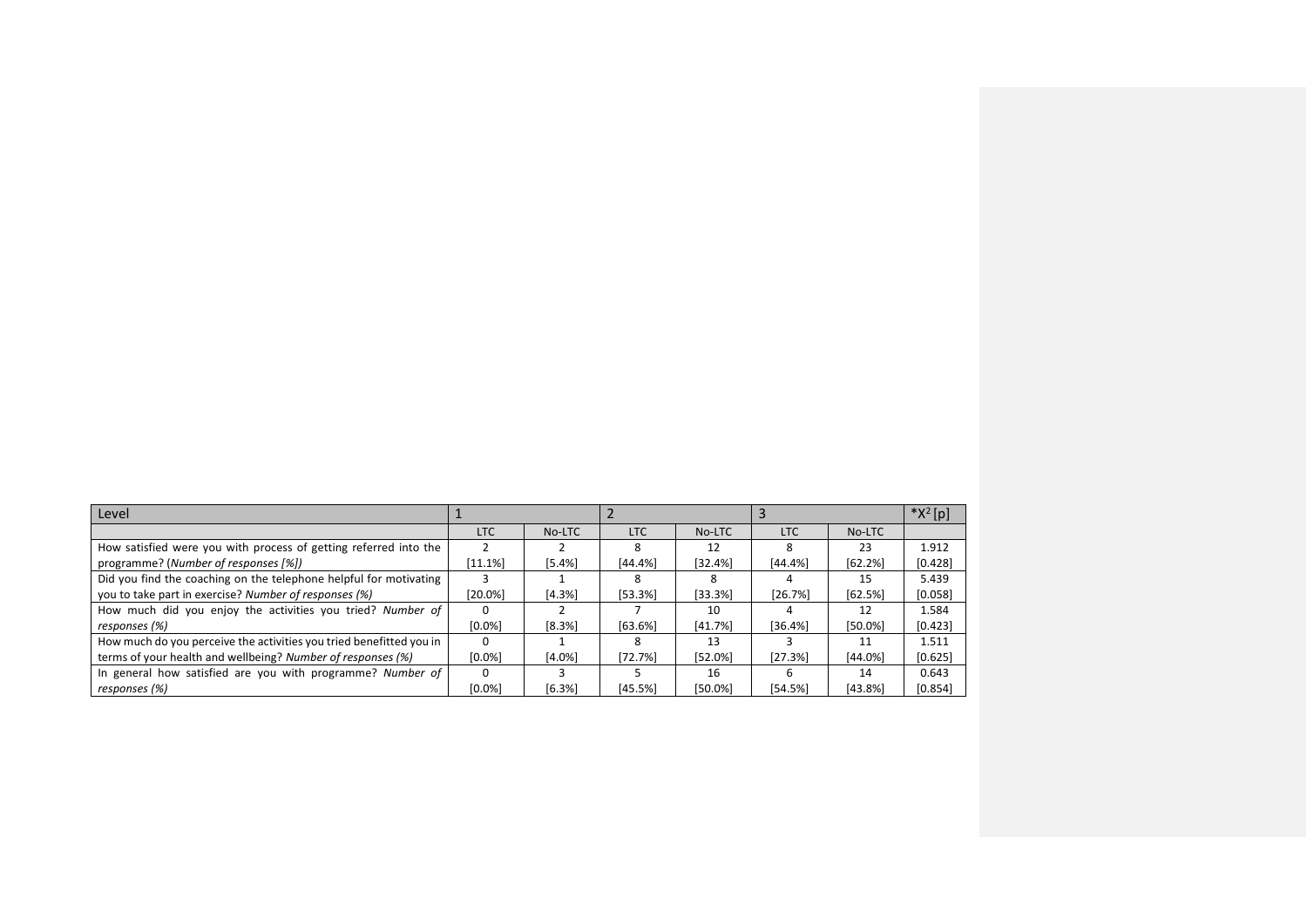| Level | 1 | | 2 | | 3 | | $*X^2$ [p] |
|---|---|---|---|---|---|---|---|
| | LTC | No-LTC | LTC | No-LTC | LTC | No-LTC | |
| How satisfied were you with process of getting referred into the programme? (*Number of responses [%]*) | 2 [11.1%] | 2 [5.4%] | 8 [44.4%] | 12 [32.4%] | 8 [44.4%] | 23 [62.2%] | 1.912 [0.428] |
| Did you find the coaching on the telephone helpful for motivating you to take part in exercise? *Number of responses (%)* | 3 [20.0%] | 1 [4.3%] | 8 [53.3%] | 8 [33.3%] | 4 [26.7%] | 15 [62.5%] | 5.439 [0.058] |
| How much did you enjoy the activities you tried? *Number of responses (%)* | 0 [0.0%] | 2 [8.3%] | 7 [63.6%] | 10 [41.7%] | 4 [36.4%] | 12 [50.0%] | 1.584 [0.423] |
| How much do you perceive the activities you tried benefitted you in terms of your health and wellbeing? *Number of responses (%)* | 0 [0.0%] | 1 [4.0%] | 8 [72.7%] | 13 [52.0%] | 3 [27.3%] | 11 [44.0%] | 1.511 [0.625] |
| In general how satisfied are you with programme? *Number of responses (%)* | 0 [0.0%] | 3 [6.3%] | 5 [45.5%] | 16 [50.0%] | 6 [54.5%] | 14 [43.8%] | 0.643 [0.854] |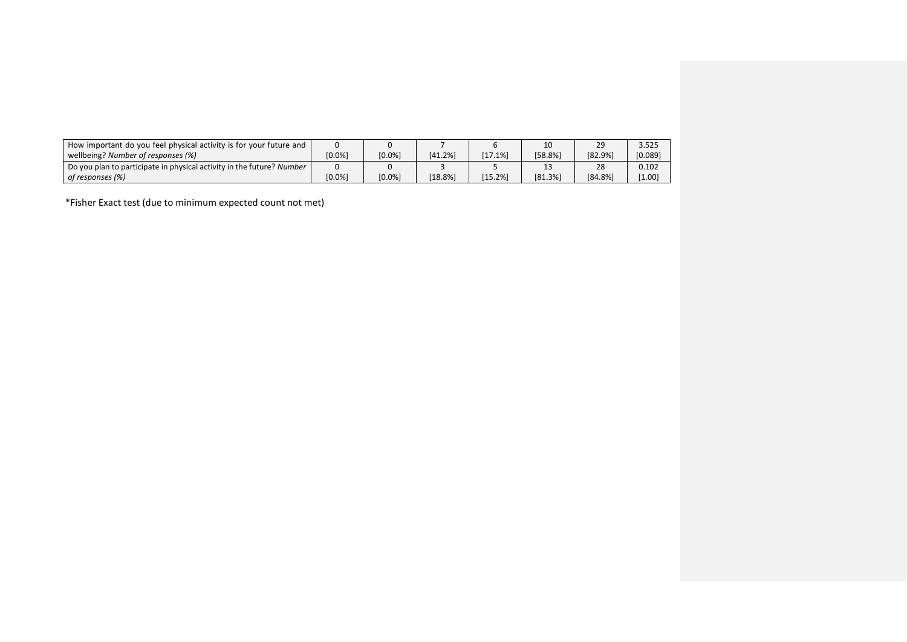| | | | | | | | |
|---|---|---|---|---|---|---|---|
| How important do you feel physical activity is for your future and wellbeing? *Number of responses (%)* | 0<br>[0.0%] | 0<br>[0.0%] | 7<br>[41.2%] | 6<br>[17.1%] | 10<br>[58.8%] | 29<br>[82.9%] | 3.525<br>[0.089] |
| Do you plan to participate in physical activity in the future? *Number of responses (%)* | 0<br>[0.0%] | 0<br>[0.0%] | 3<br>[18.8%] | 5<br>[15.2%] | 13<br>[81.3%] | 28<br>[84.8%] | 0.102<br>[1.00] |

*Fisher Exact test (due to minimum expected count not met)